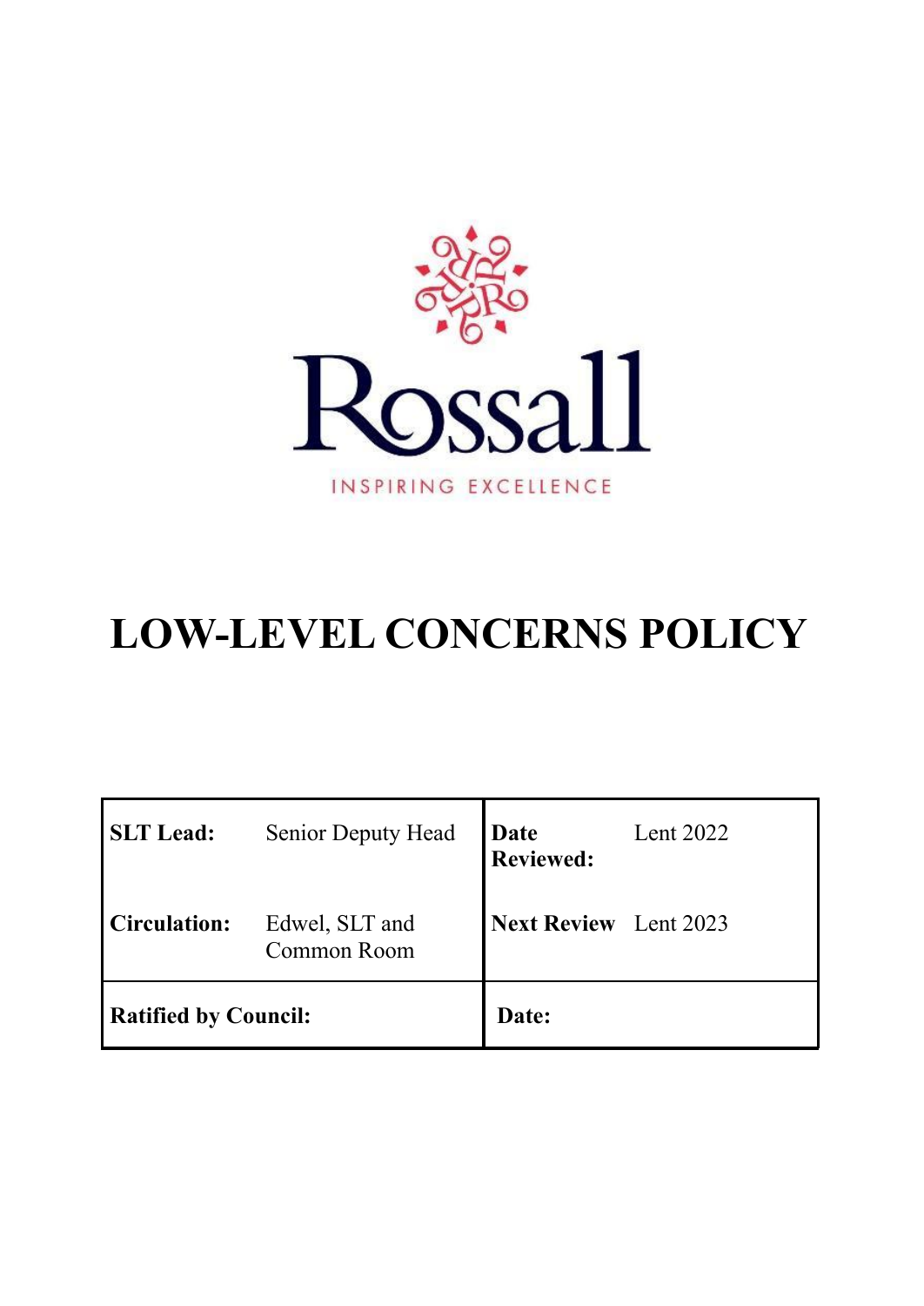Rossall

INSPIRING EXCELLENCE

# LOW-LEVEL CONCERNS POLICY

| **SLT Lead:** | Senior Deputy Head | **Date Reviewed:** | Lent 2022 |
|---|---|---|---|
| **Circulation:** | Edwel, SLT and Common Room | **Next Review** | Lent 2023 |
| **Ratified by Council:** | | **Date:** | |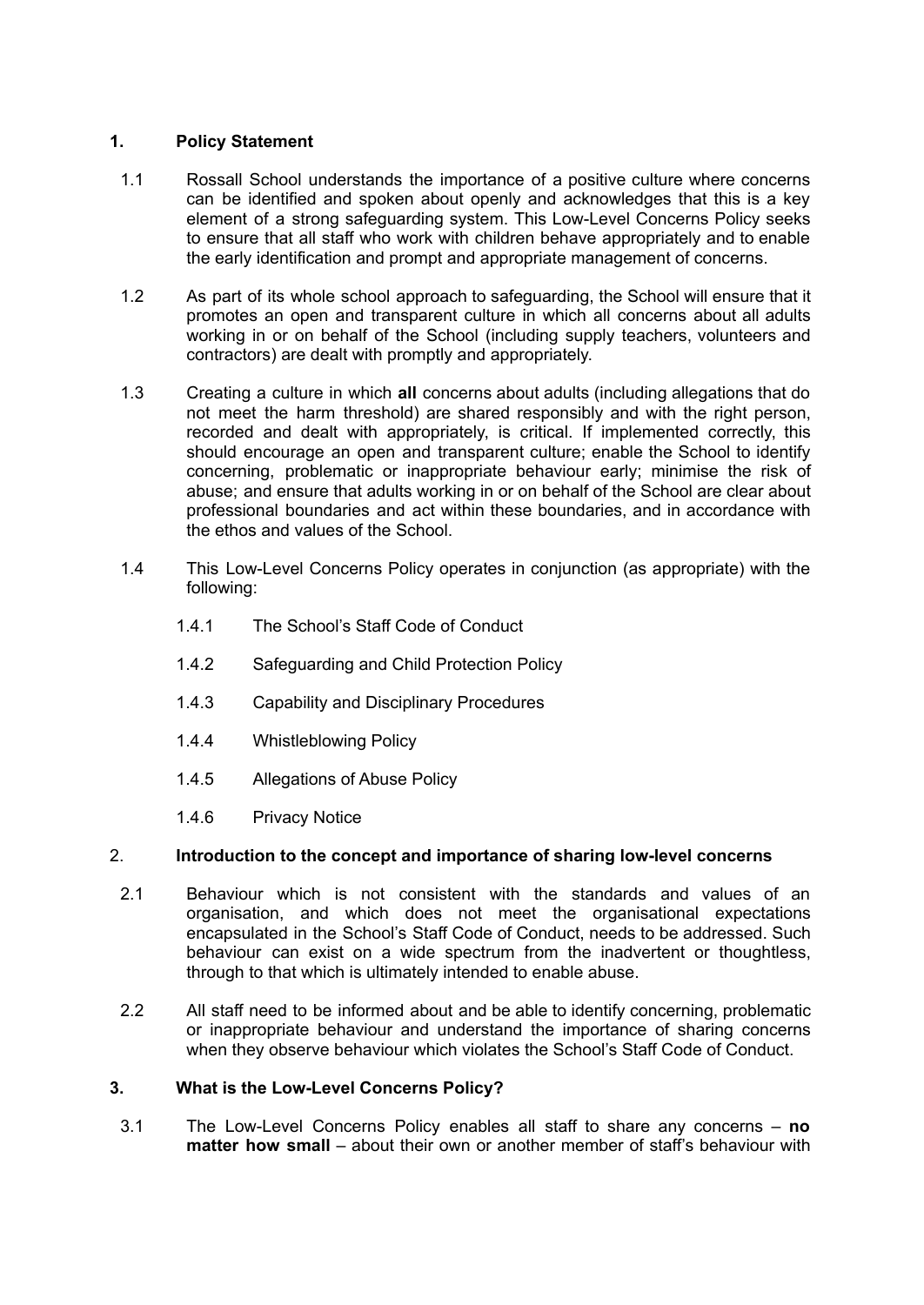## 1. Policy Statement

1.1 Rossall School understands the importance of a positive culture where concerns can be identified and spoken about openly and acknowledges that this is a key element of a strong safeguarding system. This Low-Level Concerns Policy seeks to ensure that all staff who work with children behave appropriately and to enable the early identification and prompt and appropriate management of concerns.

1.2 As part of its whole school approach to safeguarding, the School will ensure that it promotes an open and transparent culture in which all concerns about all adults working in or on behalf of the School (including supply teachers, volunteers and contractors) are dealt with promptly and appropriately.

1.3 Creating a culture in which **all** concerns about adults (including allegations that do not meet the harm threshold) are shared responsibly and with the right person, recorded and dealt with appropriately, is critical. If implemented correctly, this should encourage an open and transparent culture; enable the School to identify concerning, problematic or inappropriate behaviour early; minimise the risk of abuse; and ensure that adults working in or on behalf of the School are clear about professional boundaries and act within these boundaries, and in accordance with the ethos and values of the School.

1.4 This Low-Level Concerns Policy operates in conjunction (as appropriate) with the following:

- 1.4.1 The School's Staff Code of Conduct
- 1.4.2 Safeguarding and Child Protection Policy
- 1.4.3 Capability and Disciplinary Procedures
- 1.4.4 Whistleblowing Policy
- 1.4.5 Allegations of Abuse Policy
- 1.4.6 Privacy Notice

## 2. Introduction to the concept and importance of sharing low-level concerns

2.1 Behaviour which is not consistent with the standards and values of an organisation, and which does not meet the organisational expectations encapsulated in the School's Staff Code of Conduct, needs to be addressed. Such behaviour can exist on a wide spectrum from the inadvertent or thoughtless, through to that which is ultimately intended to enable abuse.

2.2 All staff need to be informed about and be able to identify concerning, problematic or inappropriate behaviour and understand the importance of sharing concerns when they observe behaviour which violates the School's Staff Code of Conduct.

## 3. What is the Low-Level Concerns Policy?

3.1 The Low-Level Concerns Policy enables all staff to share any concerns – **no matter how small** – about their own or another member of staff's behaviour with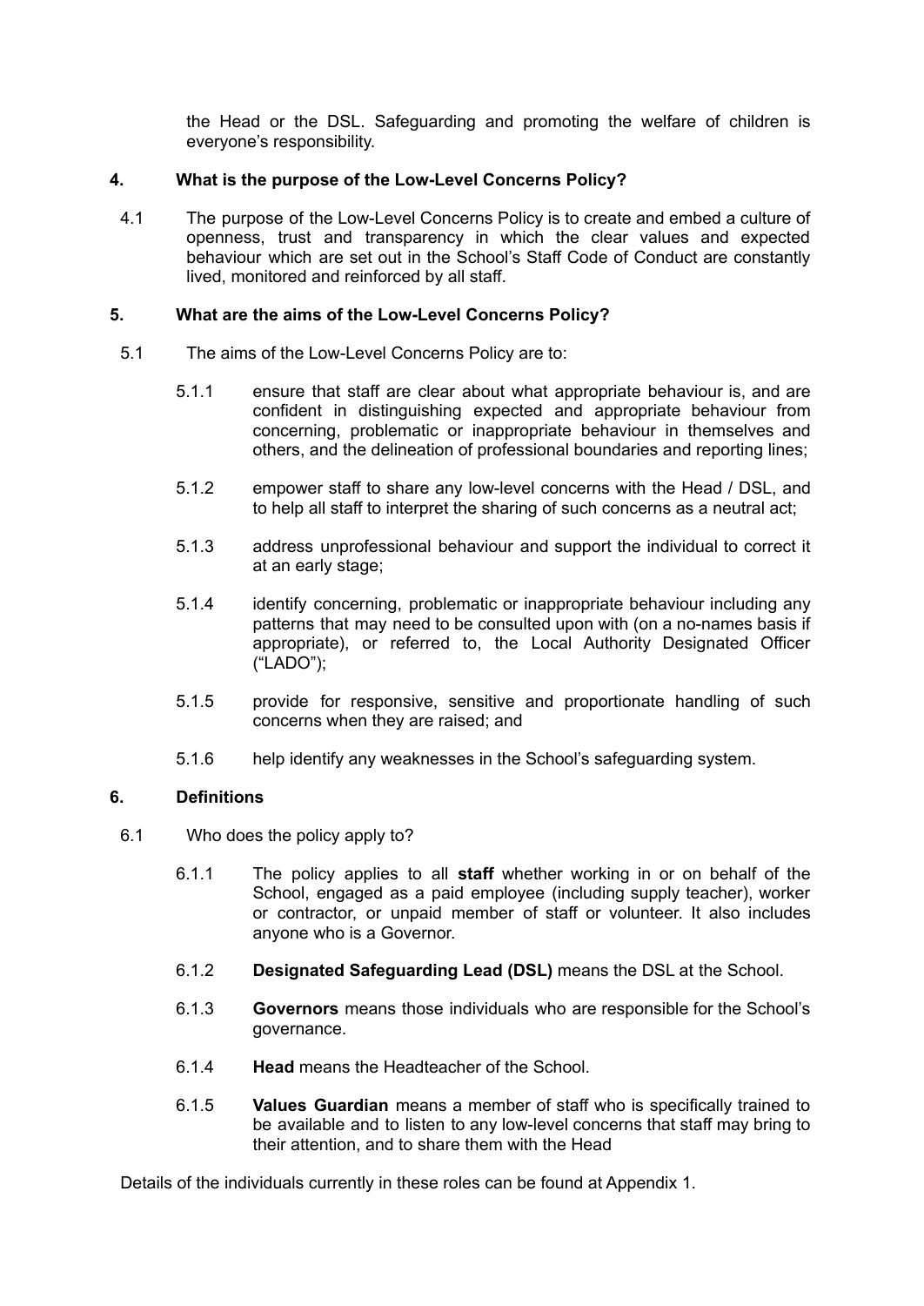the Head or the DSL. Safeguarding and promoting the welfare of children is everyone's responsibility.

## 4. What is the purpose of the Low-Level Concerns Policy?

4.1 The purpose of the Low-Level Concerns Policy is to create and embed a culture of openness, trust and transparency in which the clear values and expected behaviour which are set out in the School's Staff Code of Conduct are constantly lived, monitored and reinforced by all staff.

## 5. What are the aims of the Low-Level Concerns Policy?

5.1 The aims of the Low-Level Concerns Policy are to:

5.1.1 ensure that staff are clear about what appropriate behaviour is, and are confident in distinguishing expected and appropriate behaviour from concerning, problematic or inappropriate behaviour in themselves and others, and the delineation of professional boundaries and reporting lines;

5.1.2 empower staff to share any low-level concerns with the Head / DSL, and to help all staff to interpret the sharing of such concerns as a neutral act;

5.1.3 address unprofessional behaviour and support the individual to correct it at an early stage;

5.1.4 identify concerning, problematic or inappropriate behaviour including any patterns that may need to be consulted upon with (on a no-names basis if appropriate), or referred to, the Local Authority Designated Officer ("LADO");

5.1.5 provide for responsive, sensitive and proportionate handling of such concerns when they are raised; and

5.1.6 help identify any weaknesses in the School's safeguarding system.

## 6. Definitions

6.1 Who does the policy apply to?

6.1.1 The policy applies to all **staff** whether working in or on behalf of the School, engaged as a paid employee (including supply teacher), worker or contractor, or unpaid member of staff or volunteer. It also includes anyone who is a Governor.

6.1.2 **Designated Safeguarding Lead (DSL)** means the DSL at the School.

6.1.3 **Governors** means those individuals who are responsible for the School's governance.

6.1.4 **Head** means the Headteacher of the School.

6.1.5 **Values Guardian** means a member of staff who is specifically trained to be available and to listen to any low-level concerns that staff may bring to their attention, and to share them with the Head

Details of the individuals currently in these roles can be found at Appendix 1.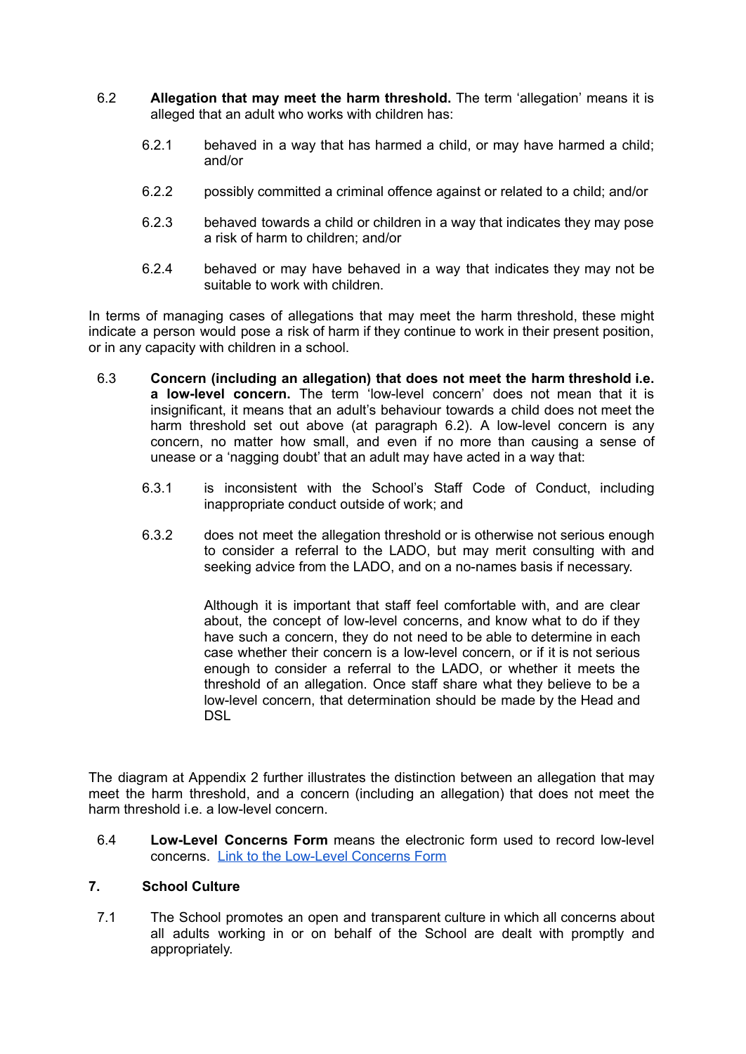6.2 **Allegation that may meet the harm threshold.** The term 'allegation' means it is alleged that an adult who works with children has:

6.2.1 behaved in a way that has harmed a child, or may have harmed a child; and/or

6.2.2 possibly committed a criminal offence against or related to a child; and/or

6.2.3 behaved towards a child or children in a way that indicates they may pose a risk of harm to children; and/or

6.2.4 behaved or may have behaved in a way that indicates they may not be suitable to work with children.

In terms of managing cases of allegations that may meet the harm threshold, these might indicate a person would pose a risk of harm if they continue to work in their present position, or in any capacity with children in a school.

6.3 **Concern (including an allegation) that does not meet the harm threshold i.e. a low-level concern.** The term 'low-level concern' does not mean that it is insignificant, it means that an adult's behaviour towards a child does not meet the harm threshold set out above (at paragraph 6.2). A low-level concern is any concern, no matter how small, and even if no more than causing a sense of unease or a 'nagging doubt' that an adult may have acted in a way that:

6.3.1 is inconsistent with the School's Staff Code of Conduct, including inappropriate conduct outside of work; and

6.3.2 does not meet the allegation threshold or is otherwise not serious enough to consider a referral to the LADO, but may merit consulting with and seeking advice from the LADO, and on a no-names basis if necessary.

Although it is important that staff feel comfortable with, and are clear about, the concept of low-level concerns, and know what to do if they have such a concern, they do not need to be able to determine in each case whether their concern is a low-level concern, or if it is not serious enough to consider a referral to the LADO, or whether it meets the threshold of an allegation. Once staff share what they believe to be a low-level concern, that determination should be made by the Head and DSL

The diagram at Appendix 2 further illustrates the distinction between an allegation that may meet the harm threshold, and a concern (including an allegation) that does not meet the harm threshold i.e. a low-level concern.

6.4 **Low-Level Concerns Form** means the electronic form used to record low-level concerns. Link to the Low-Level Concerns Form

## 7. School Culture

7.1 The School promotes an open and transparent culture in which all concerns about all adults working in or on behalf of the School are dealt with promptly and appropriately.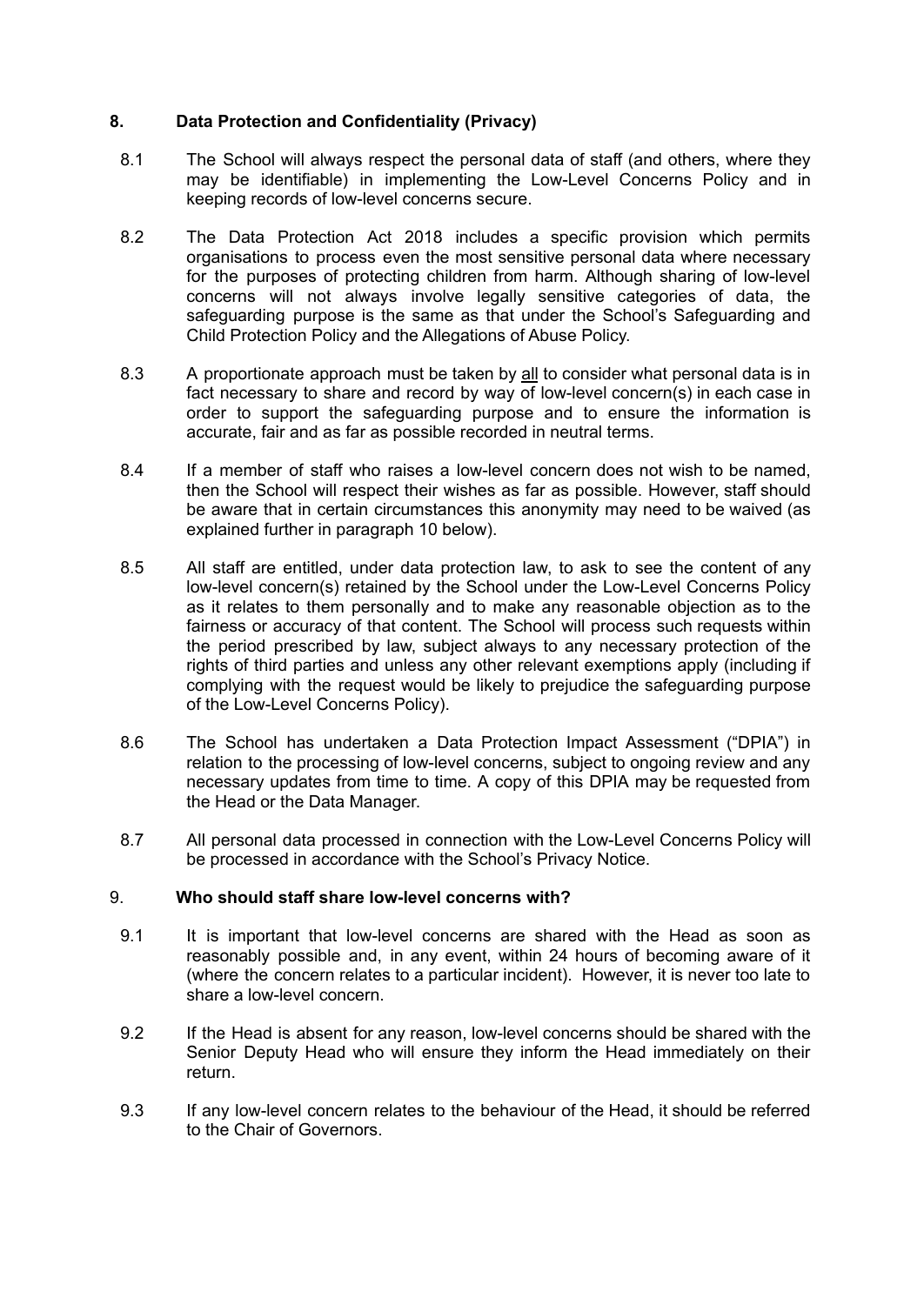## 8. Data Protection and Confidentiality (Privacy)

8.1 The School will always respect the personal data of staff (and others, where they may be identifiable) in implementing the Low-Level Concerns Policy and in keeping records of low-level concerns secure.

8.2 The Data Protection Act 2018 includes a specific provision which permits organisations to process even the most sensitive personal data where necessary for the purposes of protecting children from harm. Although sharing of low-level concerns will not always involve legally sensitive categories of data, the safeguarding purpose is the same as that under the School's Safeguarding and Child Protection Policy and the Allegations of Abuse Policy.

8.3 A proportionate approach must be taken by <u>all</u> to consider what personal data is in fact necessary to share and record by way of low-level concern(s) in each case in order to support the safeguarding purpose and to ensure the information is accurate, fair and as far as possible recorded in neutral terms.

8.4 If a member of staff who raises a low-level concern does not wish to be named, then the School will respect their wishes as far as possible. However, staff should be aware that in certain circumstances this anonymity may need to be waived (as explained further in paragraph 10 below).

8.5 All staff are entitled, under data protection law, to ask to see the content of any low-level concern(s) retained by the School under the Low-Level Concerns Policy as it relates to them personally and to make any reasonable objection as to the fairness or accuracy of that content. The School will process such requests within the period prescribed by law, subject always to any necessary protection of the rights of third parties and unless any other relevant exemptions apply (including if complying with the request would be likely to prejudice the safeguarding purpose of the Low-Level Concerns Policy).

8.6 The School has undertaken a Data Protection Impact Assessment ("DPIA") in relation to the processing of low-level concerns, subject to ongoing review and any necessary updates from time to time. A copy of this DPIA may be requested from the Head or the Data Manager.

8.7 All personal data processed in connection with the Low-Level Concerns Policy will be processed in accordance with the School's Privacy Notice.

## 9. Who should staff share low-level concerns with?

9.1 It is important that low-level concerns are shared with the Head as soon as reasonably possible and, in any event, within 24 hours of becoming aware of it (where the concern relates to a particular incident). However, it is never too late to share a low-level concern.

9.2 If the Head is absent for any reason, low-level concerns should be shared with the Senior Deputy Head who will ensure they inform the Head immediately on their return.

9.3 If any low-level concern relates to the behaviour of the Head, it should be referred to the Chair of Governors.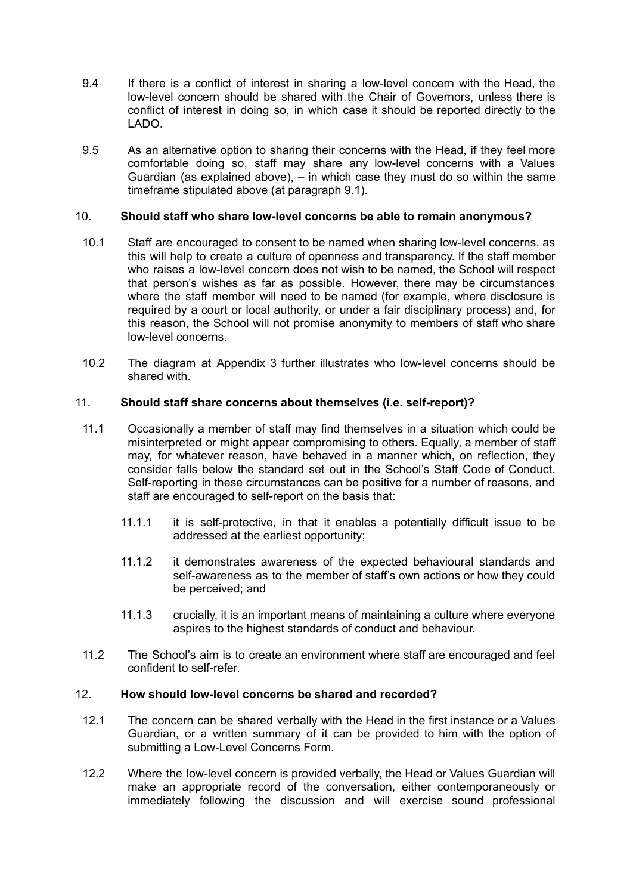9.4 If there is a conflict of interest in sharing a low-level concern with the Head, the low-level concern should be shared with the Chair of Governors, unless there is conflict of interest in doing so, in which case it should be reported directly to the LADO.

9.5 As an alternative option to sharing their concerns with the Head, if they feel more comfortable doing so, staff may share any low-level concerns with a Values Guardian (as explained above), – in which case they must do so within the same timeframe stipulated above (at paragraph 9.1).

## 10. Should staff who share low-level concerns be able to remain anonymous?

10.1 Staff are encouraged to consent to be named when sharing low-level concerns, as this will help to create a culture of openness and transparency. If the staff member who raises a low-level concern does not wish to be named, the School will respect that person's wishes as far as possible. However, there may be circumstances where the staff member will need to be named (for example, where disclosure is required by a court or local authority, or under a fair disciplinary process) and, for this reason, the School will not promise anonymity to members of staff who share low-level concerns.

10.2 The diagram at Appendix 3 further illustrates who low-level concerns should be shared with.

## 11. Should staff share concerns about themselves (i.e. self-report)?

11.1 Occasionally a member of staff may find themselves in a situation which could be misinterpreted or might appear compromising to others. Equally, a member of staff may, for whatever reason, have behaved in a manner which, on reflection, they consider falls below the standard set out in the School's Staff Code of Conduct. Self-reporting in these circumstances can be positive for a number of reasons, and staff are encouraged to self-report on the basis that:

11.1.1 it is self-protective, in that it enables a potentially difficult issue to be addressed at the earliest opportunity;

11.1.2 it demonstrates awareness of the expected behavioural standards and self-awareness as to the member of staff's own actions or how they could be perceived; and

11.1.3 crucially, it is an important means of maintaining a culture where everyone aspires to the highest standards of conduct and behaviour.

11.2 The School's aim is to create an environment where staff are encouraged and feel confident to self-refer.

## 12. How should low-level concerns be shared and recorded?

12.1 The concern can be shared verbally with the Head in the first instance or a Values Guardian, or a written summary of it can be provided to him with the option of submitting a Low-Level Concerns Form.

12.2 Where the low-level concern is provided verbally, the Head or Values Guardian will make an appropriate record of the conversation, either contemporaneously or immediately following the discussion and will exercise sound professional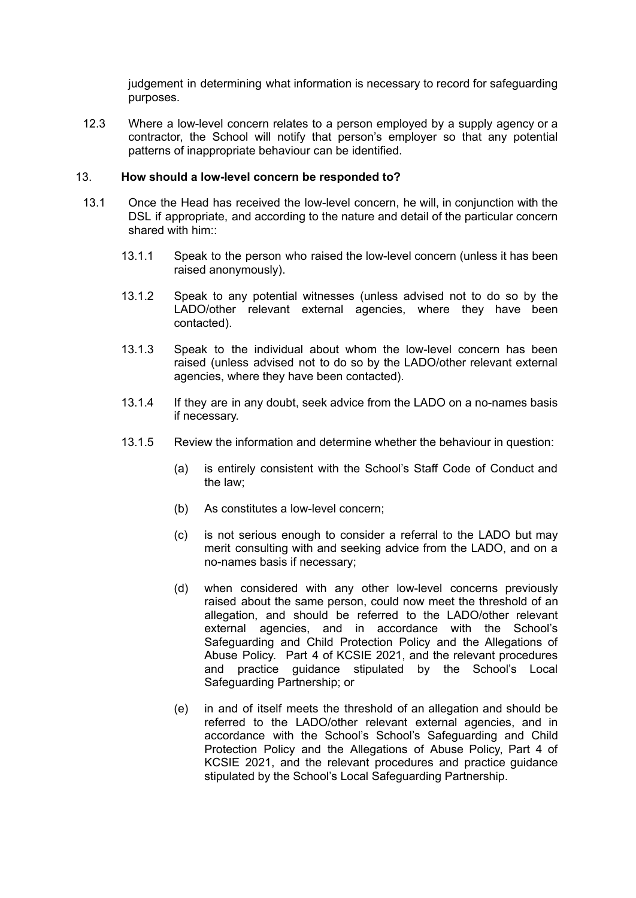judgement in determining what information is necessary to record for safeguarding purposes.

12.3 Where a low-level concern relates to a person employed by a supply agency or a contractor, the School will notify that person's employer so that any potential patterns of inappropriate behaviour can be identified.

## 13. How should a low-level concern be responded to?

13.1 Once the Head has received the low-level concern, he will, in conjunction with the DSL if appropriate, and according to the nature and detail of the particular concern shared with him::

13.1.1 Speak to the person who raised the low-level concern (unless it has been raised anonymously).

13.1.2 Speak to any potential witnesses (unless advised not to do so by the LADO/other relevant external agencies, where they have been contacted).

13.1.3 Speak to the individual about whom the low-level concern has been raised (unless advised not to do so by the LADO/other relevant external agencies, where they have been contacted).

13.1.4 If they are in any doubt, seek advice from the LADO on a no-names basis if necessary.

13.1.5 Review the information and determine whether the behaviour in question:

(a) is entirely consistent with the School's Staff Code of Conduct and the law;

(b) As constitutes a low-level concern;

(c) is not serious enough to consider a referral to the LADO but may merit consulting with and seeking advice from the LADO, and on a no-names basis if necessary;

(d) when considered with any other low-level concerns previously raised about the same person, could now meet the threshold of an allegation, and should be referred to the LADO/other relevant external agencies, and in accordance with the School's Safeguarding and Child Protection Policy and the Allegations of Abuse Policy. Part 4 of KCSIE 2021, and the relevant procedures and practice guidance stipulated by the School's Local Safeguarding Partnership; or

(e) in and of itself meets the threshold of an allegation and should be referred to the LADO/other relevant external agencies, and in accordance with the School's School's Safeguarding and Child Protection Policy and the Allegations of Abuse Policy, Part 4 of KCSIE 2021, and the relevant procedures and practice guidance stipulated by the School's Local Safeguarding Partnership.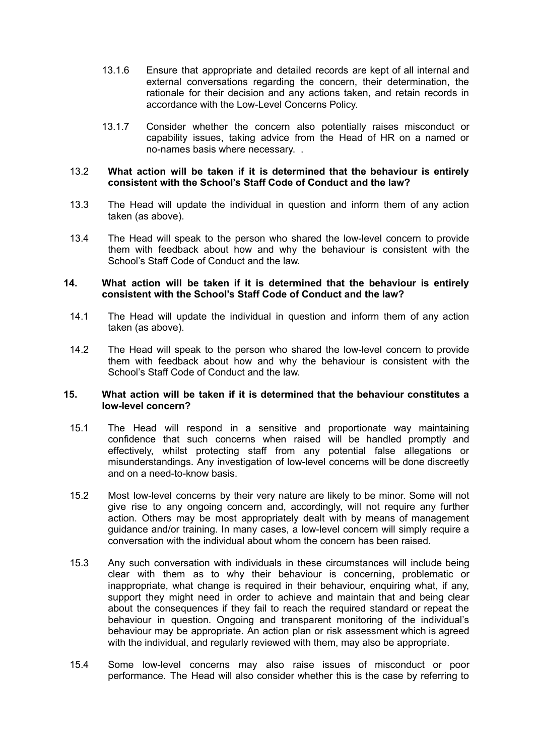13.1.6 Ensure that appropriate and detailed records are kept of all internal and external conversations regarding the concern, their determination, the rationale for their decision and any actions taken, and retain records in accordance with the Low-Level Concerns Policy.

13.1.7 Consider whether the concern also potentially raises misconduct or capability issues, taking advice from the Head of HR on a named or no-names basis where necessary. .

13.2 **What action will be taken if it is determined that the behaviour is entirely consistent with the School's Staff Code of Conduct and the law?**

13.3 The Head will update the individual in question and inform them of any action taken (as above).

13.4 The Head will speak to the person who shared the low-level concern to provide them with feedback about how and why the behaviour is consistent with the School's Staff Code of Conduct and the law.

## 14. What action will be taken if it is determined that the behaviour is entirely consistent with the School's Staff Code of Conduct and the law?

14.1 The Head will update the individual in question and inform them of any action taken (as above).

14.2 The Head will speak to the person who shared the low-level concern to provide them with feedback about how and why the behaviour is consistent with the School's Staff Code of Conduct and the law.

## 15. What action will be taken if it is determined that the behaviour constitutes a low-level concern?

15.1 The Head will respond in a sensitive and proportionate way maintaining confidence that such concerns when raised will be handled promptly and effectively, whilst protecting staff from any potential false allegations or misunderstandings. Any investigation of low-level concerns will be done discreetly and on a need-to-know basis.

15.2 Most low-level concerns by their very nature are likely to be minor. Some will not give rise to any ongoing concern and, accordingly, will not require any further action. Others may be most appropriately dealt with by means of management guidance and/or training. In many cases, a low-level concern will simply require a conversation with the individual about whom the concern has been raised.

15.3 Any such conversation with individuals in these circumstances will include being clear with them as to why their behaviour is concerning, problematic or inappropriate, what change is required in their behaviour, enquiring what, if any, support they might need in order to achieve and maintain that and being clear about the consequences if they fail to reach the required standard or repeat the behaviour in question. Ongoing and transparent monitoring of the individual's behaviour may be appropriate. An action plan or risk assessment which is agreed with the individual, and regularly reviewed with them, may also be appropriate.

15.4 Some low-level concerns may also raise issues of misconduct or poor performance. The Head will also consider whether this is the case by referring to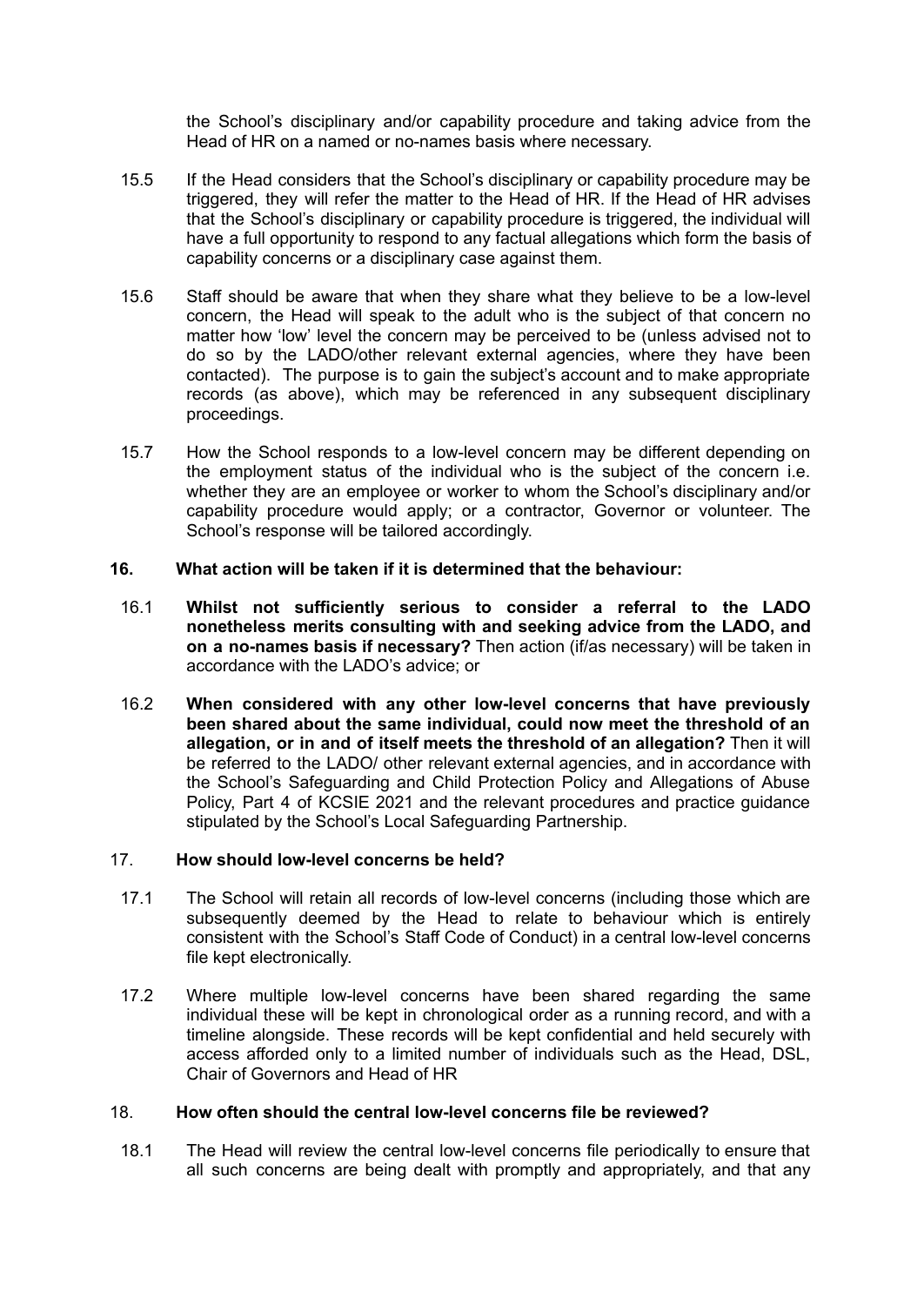the School's disciplinary and/or capability procedure and taking advice from the Head of HR on a named or no-names basis where necessary.

15.5 If the Head considers that the School's disciplinary or capability procedure may be triggered, they will refer the matter to the Head of HR. If the Head of HR advises that the School's disciplinary or capability procedure is triggered, the individual will have a full opportunity to respond to any factual allegations which form the basis of capability concerns or a disciplinary case against them.

15.6 Staff should be aware that when they share what they believe to be a low-level concern, the Head will speak to the adult who is the subject of that concern no matter how 'low' level the concern may be perceived to be (unless advised not to do so by the LADO/other relevant external agencies, where they have been contacted). The purpose is to gain the subject's account and to make appropriate records (as above), which may be referenced in any subsequent disciplinary proceedings.

15.7 How the School responds to a low-level concern may be different depending on the employment status of the individual who is the subject of the concern i.e. whether they are an employee or worker to whom the School's disciplinary and/or capability procedure would apply; or a contractor, Governor or volunteer. The School's response will be tailored accordingly.

## 16. What action will be taken if it is determined that the behaviour:

16.1 **Whilst not sufficiently serious to consider a referral to the LADO nonetheless merits consulting with and seeking advice from the LADO, and on a no-names basis if necessary?** Then action (if/as necessary) will be taken in accordance with the LADO's advice; or

16.2 **When considered with any other low-level concerns that have previously been shared about the same individual, could now meet the threshold of an allegation, or in and of itself meets the threshold of an allegation?** Then it will be referred to the LADO/ other relevant external agencies, and in accordance with the School's Safeguarding and Child Protection Policy and Allegations of Abuse Policy, Part 4 of KCSIE 2021 and the relevant procedures and practice guidance stipulated by the School's Local Safeguarding Partnership.

## 17. How should low-level concerns be held?

17.1 The School will retain all records of low-level concerns (including those which are subsequently deemed by the Head to relate to behaviour which is entirely consistent with the School's Staff Code of Conduct) in a central low-level concerns file kept electronically.

17.2 Where multiple low-level concerns have been shared regarding the same individual these will be kept in chronological order as a running record, and with a timeline alongside. These records will be kept confidential and held securely with access afforded only to a limited number of individuals such as the Head, DSL, Chair of Governors and Head of HR

## 18. How often should the central low-level concerns file be reviewed?

18.1 The Head will review the central low-level concerns file periodically to ensure that all such concerns are being dealt with promptly and appropriately, and that any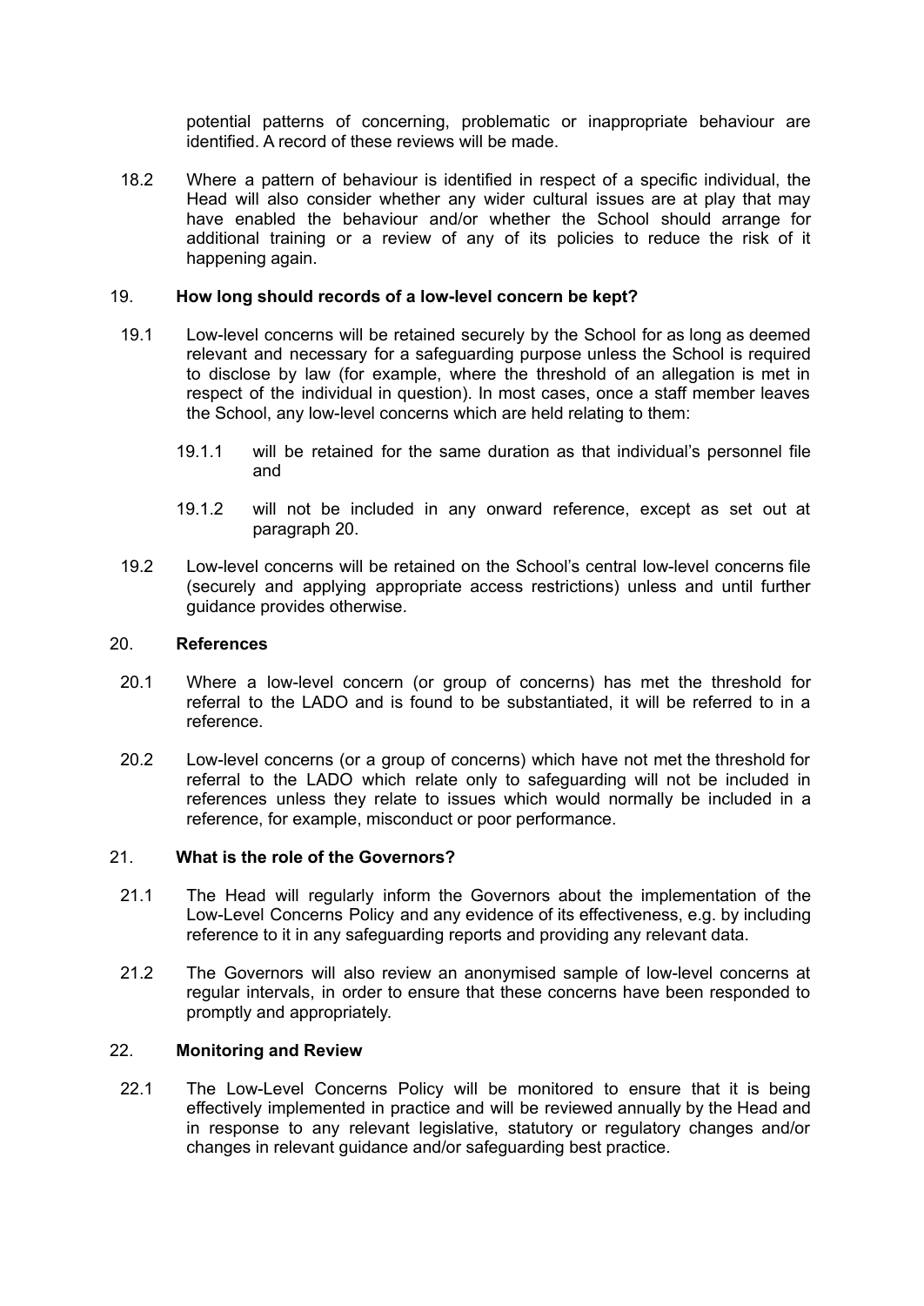potential patterns of concerning, problematic or inappropriate behaviour are identified. A record of these reviews will be made.

18.2 Where a pattern of behaviour is identified in respect of a specific individual, the Head will also consider whether any wider cultural issues are at play that may have enabled the behaviour and/or whether the School should arrange for additional training or a review of any of its policies to reduce the risk of it happening again.

## 19. How long should records of a low-level concern be kept?

19.1 Low-level concerns will be retained securely by the School for as long as deemed relevant and necessary for a safeguarding purpose unless the School is required to disclose by law (for example, where the threshold of an allegation is met in respect of the individual in question). In most cases, once a staff member leaves the School, any low-level concerns which are held relating to them:

19.1.1 will be retained for the same duration as that individual's personnel file and

19.1.2 will not be included in any onward reference, except as set out at paragraph 20.

19.2 Low-level concerns will be retained on the School's central low-level concerns file (securely and applying appropriate access restrictions) unless and until further guidance provides otherwise.

## 20. References

20.1 Where a low-level concern (or group of concerns) has met the threshold for referral to the LADO and is found to be substantiated, it will be referred to in a reference.

20.2 Low-level concerns (or a group of concerns) which have not met the threshold for referral to the LADO which relate only to safeguarding will not be included in references unless they relate to issues which would normally be included in a reference, for example, misconduct or poor performance.

## 21. What is the role of the Governors?

21.1 The Head will regularly inform the Governors about the implementation of the Low-Level Concerns Policy and any evidence of its effectiveness, e.g. by including reference to it in any safeguarding reports and providing any relevant data.

21.2 The Governors will also review an anonymised sample of low-level concerns at regular intervals, in order to ensure that these concerns have been responded to promptly and appropriately.

## 22. Monitoring and Review

22.1 The Low-Level Concerns Policy will be monitored to ensure that it is being effectively implemented in practice and will be reviewed annually by the Head and in response to any relevant legislative, statutory or regulatory changes and/or changes in relevant guidance and/or safeguarding best practice.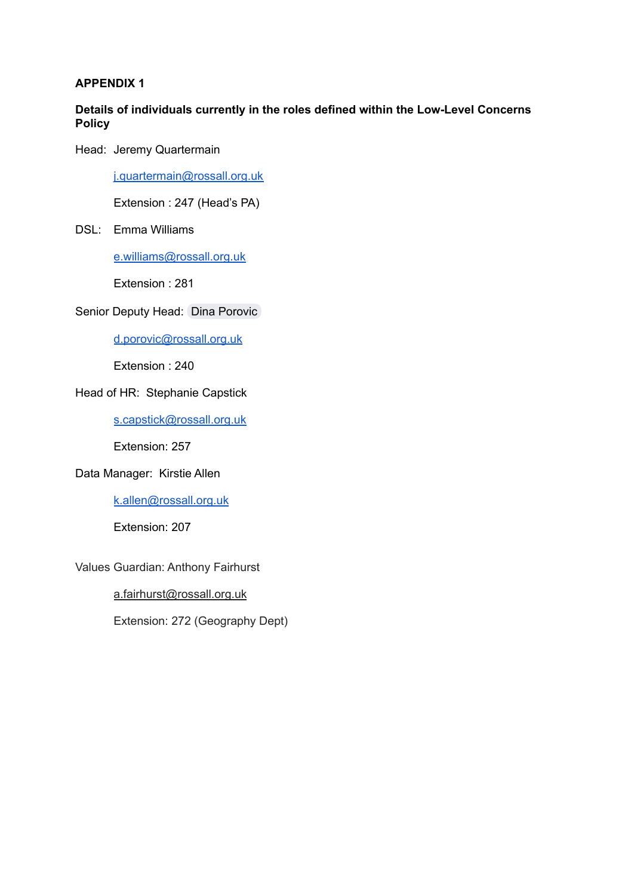**APPENDIX 1**

**Details of individuals currently in the roles defined within the Low-Level Concerns Policy**

Head: Jeremy Quartermain

j.quartermain@rossall.org.uk

Extension : 247 (Head's PA)

DSL: Emma Williams

e.williams@rossall.org.uk

Extension : 281

Senior Deputy Head: Dina Porovic

d.porovic@rossall.org.uk

Extension : 240

Head of HR: Stephanie Capstick

s.capstick@rossall.org.uk

Extension: 257

Data Manager: Kirstie Allen

k.allen@rossall.org.uk

Extension: 207

Values Guardian: Anthony Fairhurst

a.fairhurst@rossall.org.uk

Extension: 272 (Geography Dept)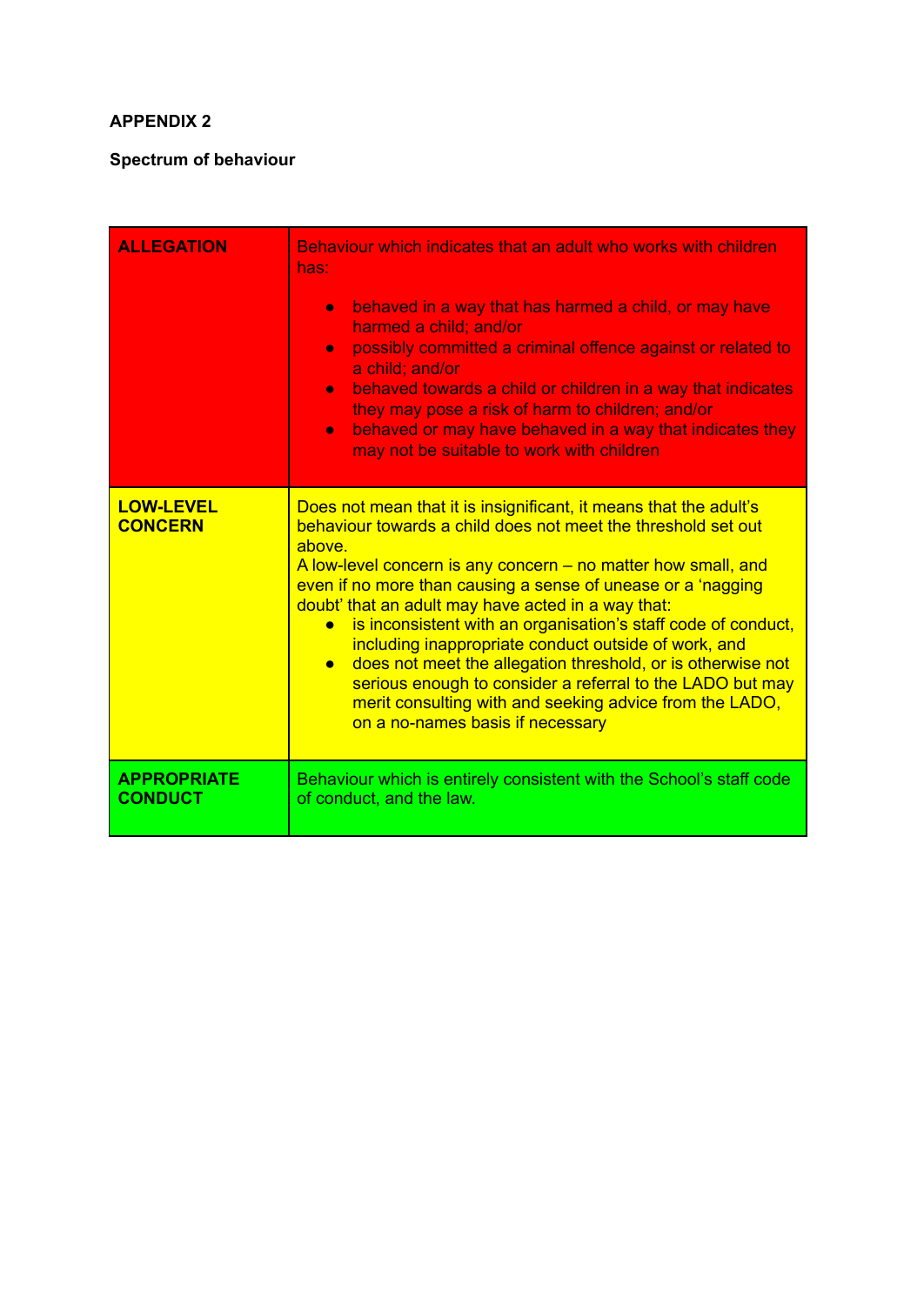**APPENDIX 2**

**Spectrum of behaviour**

| | |
|---|---|
| **ALLEGATION** | Behaviour which indicates that an adult who works with children has:<br><br>• behaved in a way that has harmed a child, or may have harmed a child; and/or<br>• possibly committed a criminal offence against or related to a child; and/or<br>• behaved towards a child or children in a way that indicates they may pose a risk of harm to children; and/or<br>• behaved or may have behaved in a way that indicates they may not be suitable to work with children |
| **LOW-LEVEL CONCERN** | Does not mean that it is insignificant, it means that the adult's behaviour towards a child does not meet the threshold set out above.<br>A low-level concern is any concern – no matter how small, and even if no more than causing a sense of unease or a 'nagging doubt' that an adult may have acted in a way that:<br>• is inconsistent with an organisation's staff code of conduct, including inappropriate conduct outside of work, and<br>• does not meet the allegation threshold, or is otherwise not serious enough to consider a referral to the LADO but may merit consulting with and seeking advice from the LADO, on a no-names basis if necessary |
| **APPROPRIATE CONDUCT** | Behaviour which is entirely consistent with the School's staff code of conduct, and the law. |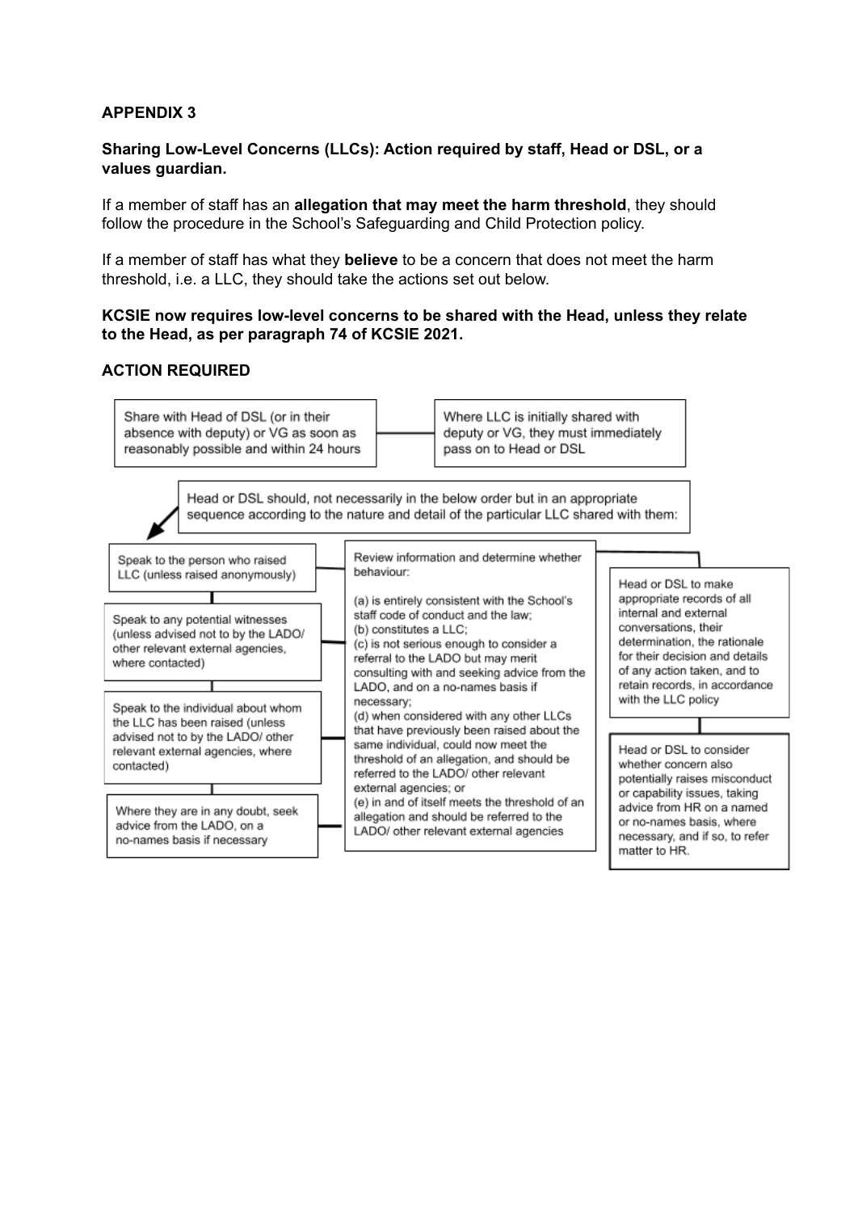**APPENDIX 3**

**Sharing Low-Level Concerns (LLCs): Action required by staff, Head or DSL, or a values guardian.**

If a member of staff has an **allegation that may meet the harm threshold**, they should follow the procedure in the School's Safeguarding and Child Protection policy.

If a member of staff has what they **believe** to be a concern that does not meet the harm threshold, i.e. a LLC, they should take the actions set out below.

**KCSIE now requires low-level concerns to be shared with the Head, unless they relate to the Head, as per paragraph 74 of KCSIE 2021.**

**ACTION REQUIRED**

Share with Head of DSL (or in their absence with deputy) or VG as soon as reasonably possible and within 24 hours

Where LLC is initially shared with deputy or VG, they must immediately pass on to Head or DSL

Head or DSL should, not necessarily in the below order but in an appropriate sequence according to the nature and detail of the particular LLC shared with them:

Speak to the person who raised LLC (unless raised anonymously)

Speak to any potential witnesses (unless advised not to by the LADO/ other relevant external agencies, where contacted)

Speak to the individual about whom the LLC has been raised (unless advised not to by the LADO/ other relevant external agencies, where contacted)

Where they are in any doubt, seek advice from the LADO, on a no-names basis if necessary

Review information and determine whether behaviour:

(a) is entirely consistent with the School's staff code of conduct and the law;
(b) constitutes a LLC;
(c) is not serious enough to consider a referral to the LADO but may merit consulting with and seeking advice from the LADO, and on a no-names basis if necessary;
(d) when considered with any other LLCs that have previously been raised about the same individual, could now meet the threshold of an allegation, and should be referred to the LADO/ other relevant external agencies; or
(e) in and of itself meets the threshold of an allegation and should be referred to the LADO/ other relevant external agencies

Head or DSL to make appropriate records of all internal and external conversations, their determination, the rationale for their decision and details of any action taken, and to retain records, in accordance with the LLC policy

Head or DSL to consider whether concern also potentially raises misconduct or capability issues, taking advice from HR on a named or no-names basis, where necessary, and if so, to refer matter to HR.